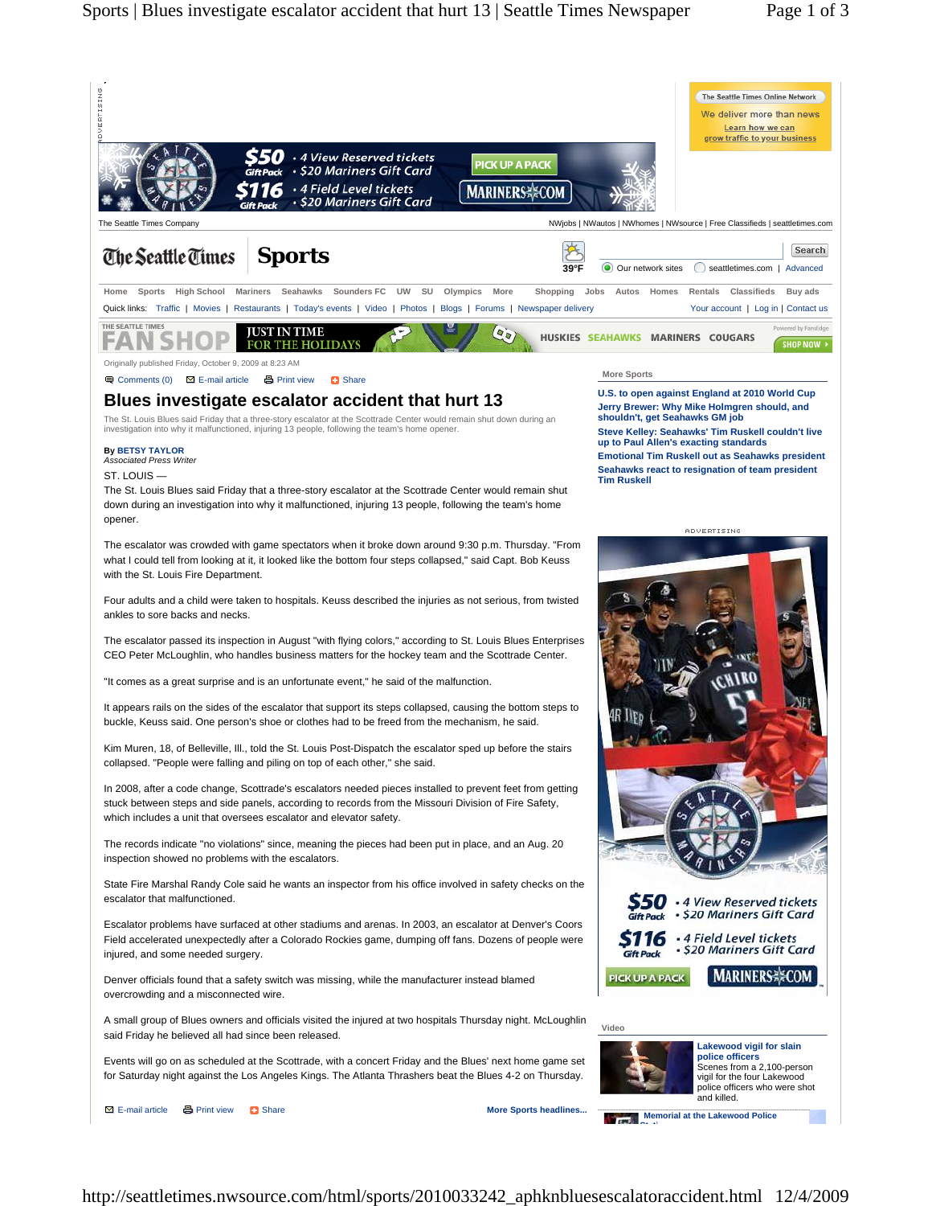Originally published Friday, October 9, 2009 at 8:23 AM

# Blues investigate escalator accident that hurt 13

The St. Louis Blues said Friday that a three-story escalator at the Scottrade Center would remain shut down during an investigation into why it malfunctioned, injuring 13 people, following the team's home opener.

By BETSY TAYLOR
*Associated Press Writer*

ST. LOUIS —

The St. Louis Blues said Friday that a three-story escalator at the Scottrade Center would remain shut down during an investigation into why it malfunctioned, injuring 13 people, following the team's home opener.

The escalator was crowded with game spectators when it broke down around 9:30 p.m. Thursday. "From what I could tell from looking at it, it looked like the bottom four steps collapsed," said Capt. Bob Keuss with the St. Louis Fire Department.

Four adults and a child were taken to hospitals. Keuss described the injuries as not serious, from twisted ankles to sore backs and necks.

The escalator passed its inspection in August "with flying colors," according to St. Louis Blues Enterprises CEO Peter McLoughlin, who handles business matters for the hockey team and the Scottrade Center.

"It comes as a great surprise and is an unfortunate event," he said of the malfunction.

It appears rails on the sides of the escalator that support its steps collapsed, causing the bottom steps to buckle, Keuss said. One person's shoe or clothes had to be freed from the mechanism, he said.

Kim Muren, 18, of Belleville, Ill., told the St. Louis Post-Dispatch the escalator sped up before the stairs collapsed. "People were falling and piling on top of each other," she said.

In 2008, after a code change, Scottrade's escalators needed pieces installed to prevent feet from getting stuck between steps and side panels, according to records from the Missouri Division of Fire Safety, which includes a unit that oversees escalator and elevator safety.

The records indicate "no violations" since, meaning the pieces had been put in place, and an Aug. 20 inspection showed no problems with the escalators.

State Fire Marshal Randy Cole said he wants an inspector from his office involved in safety checks on the escalator that malfunctioned.

Escalator problems have surfaced at other stadiums and arenas. In 2003, an escalator at Denver's Coors Field accelerated unexpectedly after a Colorado Rockies game, dumping off fans. Dozens of people were injured, and some needed surgery.

Denver officials found that a safety switch was missing, while the manufacturer instead blamed overcrowding and a misconnected wire.

A small group of Blues owners and officials visited the injured at two hospitals Thursday night. McLoughlin said Friday he believed all had since been released.

Events will go on as scheduled at the Scottrade, with a concert Friday and the Blues' next home game set for Saturday night against the Los Angeles Kings. The Atlanta Thrashers beat the Blues 4-2 on Thursday.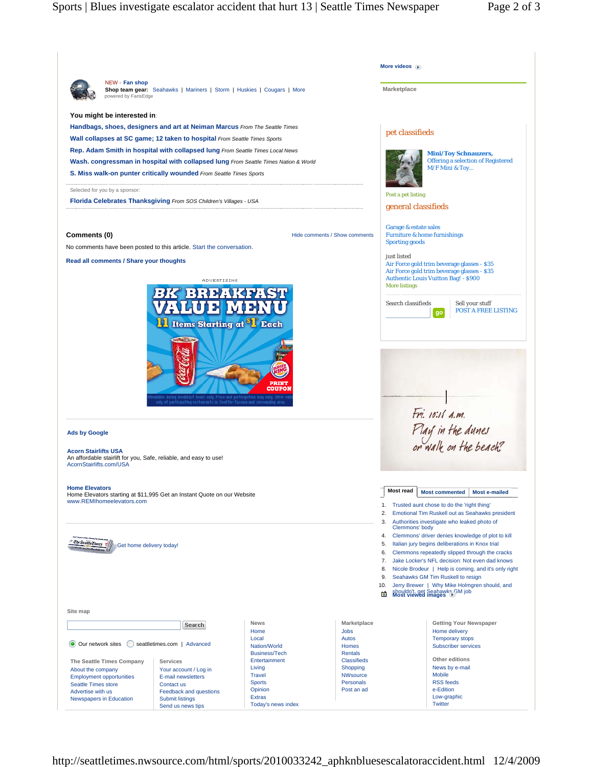NEW - Fan shop
**Shop team gear:** Seahawks | Mariners | Storm | Huskies | Cougars | More
powered by FansEdge

**You might be interested in:**

**Handbags, shoes, designers and art at Neiman Marcus** *From The Seattle Times*
**Wall collapses at SC game; 12 taken to hospital** *From Seattle Times Sports*
**Rep. Adam Smith in hospital with collapsed lung** *From Seattle Times Local News*
**Wash. congressman in hospital with collapsed lung** *From Seattle Times Nation & World*
**S. Miss walk-on punter critically wounded** *From Seattle Times Sports*

Selected for you by a sponsor:
**Florida Celebrates Thanksgiving** *From SOS Children's Villages - USA*

**Comments (0)**

Hide comments / Show comments

No comments have been posted to this article. Start the conversation.

**Read all comments / Share your thoughts**

ADVERTISING

BK BREAKFAST VALUE MENU
11 Items Starting at $1 Each
PRINT COUPON

**Ads by Google**

**Acorn Stairlifts USA**
An affordable stairlift for you, Safe, reliable, and easy to use!
AcornStairlifts.com/USA

**Home Elevators**
Home Elevators starting at $11,995 Get an Instant Quote on our Website
www.REMIhomeelevators.com

Get home delivery today!

More videos

Marketplace

pet classifieds

**Mini/Toy Schnauzers,**
Offering a selection of Registered M/F Mini & Toy...

Post a pet listing

general classifieds

Garage & estate sales
Furniture & home furnishings
Sporting goods

just listed
Air Force gold trim beverage glasses - $35
Air Force gold trim beverage glasses - $35
Authentic Louis Vuitton Bag! - $900
More listings

Search classifieds go

Sell your stuff
POST A FREE LISTING

Fri. 10:11 a.m.
Play in the dunes
or walk on the beach?

**Most read** | Most commented | Most e-mailed

1. Trusted aunt chose to do the 'right thing'
2. Emotional Tim Ruskell out as Seahawks president
3. Authorities investigate who leaked photo of Clemmons' body
4. Clemmons' driver denies knowledge of plot to kill
5. Italian jury begins deliberations in Knox trial
6. Clemmons repeatedly slipped through the cracks
7. Jake Locker's NFL decision: Not even dad knows
8. Nicole Brodeur | Help is coming, and it's only right
9. Seahawks GM Tim Ruskell to resign
10. Jerry Brewer | Why Mike Holmgren should, and shouldn't, get Seahawks GM job

Most viewed images

Site map

Search

Our network sites | seattletimes.com | Advanced

**The Seattle Times Company**
About the company
Employment opportunities
Seattle Times store
Advertise with us
Newspapers in Education

**Services**
Your account / Log in
E-mail newsletters
Contact us
Feedback and questions
Submit listings
Send us news tips

**News**
Home
Local
Nation/World
Business/Tech
Entertainment
Living
Travel
Sports
Opinion
Extras
Today's news index

**Marketplace**
Jobs
Autos
Homes
Rentals
Classifieds
Shopping
NWsource
Personals
Post an ad

**Getting Your Newspaper**
Home delivery
Temporary stops
Subscriber services

**Other editions**
News by e-mail
Mobile
RSS feeds
e-Edition
Low-graphic
Twitter